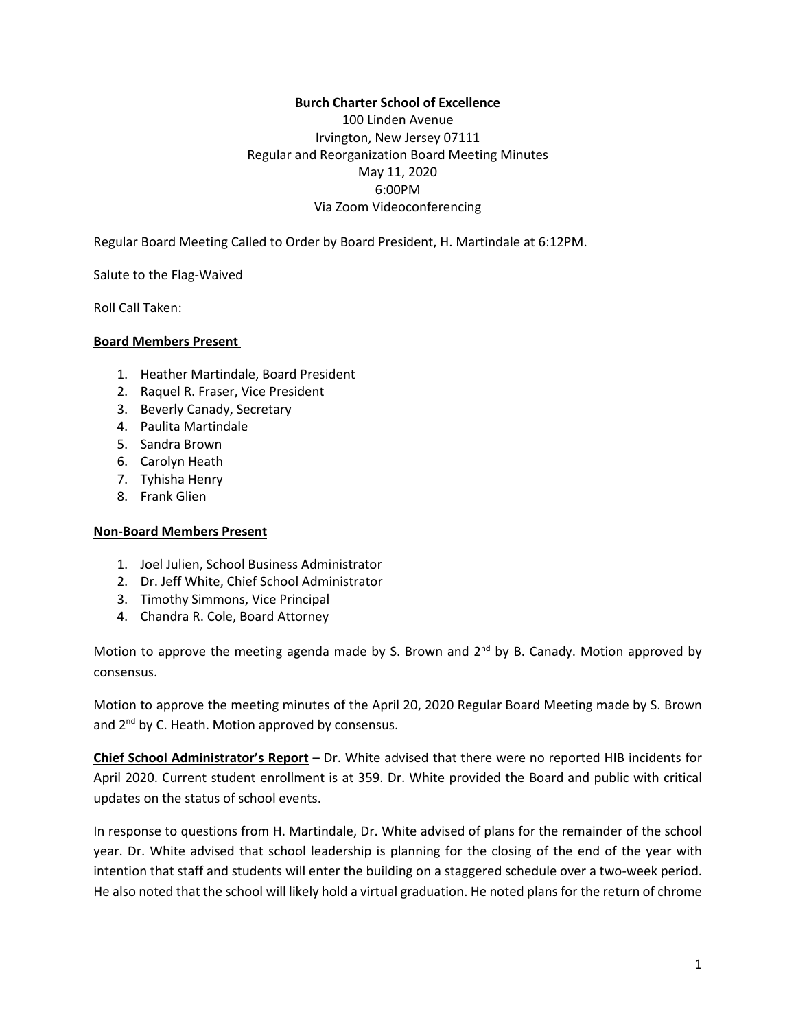**Burch Charter School of Excellence**
100 Linden Avenue
Irvington, New Jersey 07111
Regular and Reorganization Board Meeting Minutes
May 11, 2020
6:00PM
Via Zoom Videoconferencing

Regular Board Meeting Called to Order by Board President, H. Martindale at 6:12PM.

Salute to the Flag-Waived

Roll Call Taken:

**Board Members Present**

1. Heather Martindale, Board President
2. Raquel R. Fraser, Vice President
3. Beverly Canady, Secretary
4. Paulita Martindale
5. Sandra Brown
6. Carolyn Heath
7. Tyhisha Henry
8. Frank Glien

**Non-Board Members Present**

1. Joel Julien, School Business Administrator
2. Dr. Jeff White, Chief School Administrator
3. Timothy Simmons, Vice Principal
4. Chandra R. Cole, Board Attorney

Motion to approve the meeting agenda made by S. Brown and 2nd by B. Canady. Motion approved by consensus.

Motion to approve the meeting minutes of the April 20, 2020 Regular Board Meeting made by S. Brown and 2nd by C. Heath. Motion approved by consensus.

**Chief School Administrator's Report** – Dr. White advised that there were no reported HIB incidents for April 2020. Current student enrollment is at 359. Dr. White provided the Board and public with critical updates on the status of school events.

In response to questions from H. Martindale, Dr. White advised of plans for the remainder of the school year. Dr. White advised that school leadership is planning for the closing of the end of the year with intention that staff and students will enter the building on a staggered schedule over a two-week period. He also noted that the school will likely hold a virtual graduation. He noted plans for the return of chrome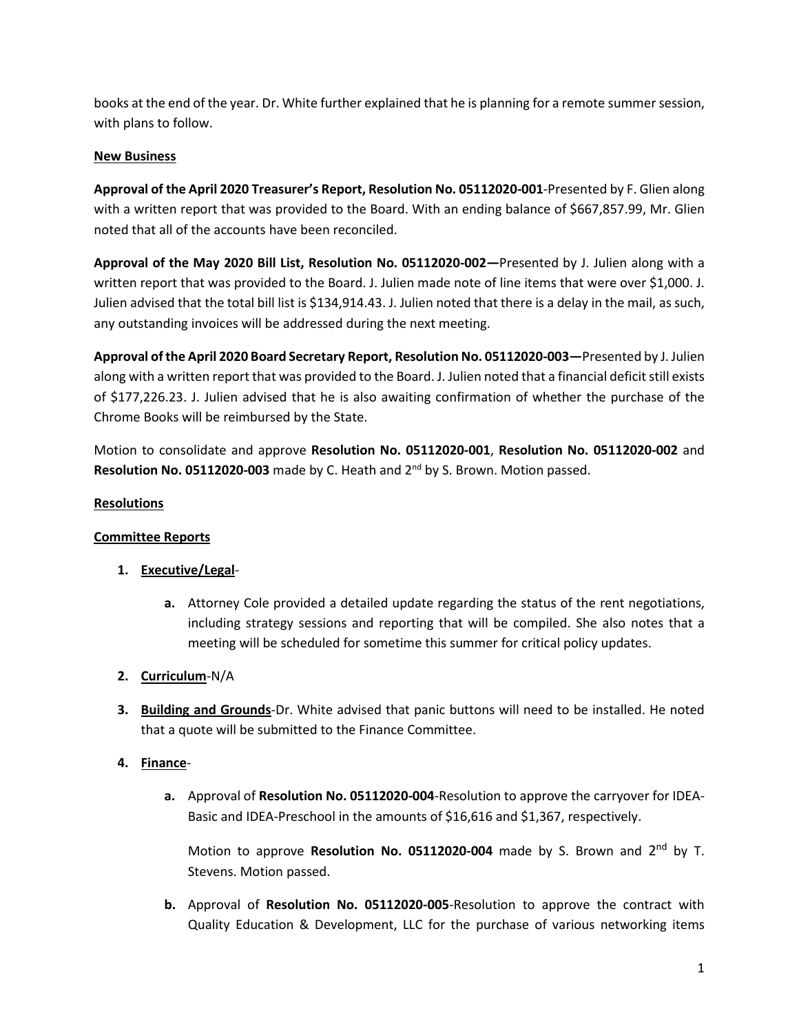books at the end of the year. Dr. White further explained that he is planning for a remote summer session, with plans to follow.

**New Business**

**Approval of the April 2020 Treasurer's Report, Resolution No. 05112020-001**-Presented by F. Glien along with a written report that was provided to the Board. With an ending balance of $667,857.99, Mr. Glien noted that all of the accounts have been reconciled.

**Approval of the May 2020 Bill List, Resolution No. 05112020-002—**Presented by J. Julien along with a written report that was provided to the Board. J. Julien made note of line items that were over $1,000. J. Julien advised that the total bill list is $134,914.43. J. Julien noted that there is a delay in the mail, as such, any outstanding invoices will be addressed during the next meeting.

**Approval of the April 2020 Board Secretary Report, Resolution No. 05112020-003—**Presented by J. Julien along with a written report that was provided to the Board. J. Julien noted that a financial deficit still exists of $177,226.23. J. Julien advised that he is also awaiting confirmation of whether the purchase of the Chrome Books will be reimbursed by the State.

Motion to consolidate and approve **Resolution No. 05112020-001**, **Resolution No. 05112020-002** and **Resolution No. 05112020-003** made by C. Heath and 2nd by S. Brown. Motion passed.

**Resolutions**

**Committee Reports**

1. **Executive/Legal**-
   a. Attorney Cole provided a detailed update regarding the status of the rent negotiations, including strategy sessions and reporting that will be compiled. She also notes that a meeting will be scheduled for sometime this summer for critical policy updates.

2. **Curriculum**-N/A

3. **Building and Grounds**-Dr. White advised that panic buttons will need to be installed. He noted that a quote will be submitted to the Finance Committee.

4. **Finance**-
   a. Approval of **Resolution No. 05112020-004**-Resolution to approve the carryover for IDEA-Basic and IDEA-Preschool in the amounts of $16,616 and $1,367, respectively.

      Motion to approve **Resolution No. 05112020-004** made by S. Brown and 2nd by T. Stevens. Motion passed.

   b. Approval of **Resolution No. 05112020-005**-Resolution to approve the contract with Quality Education & Development, LLC for the purchase of various networking items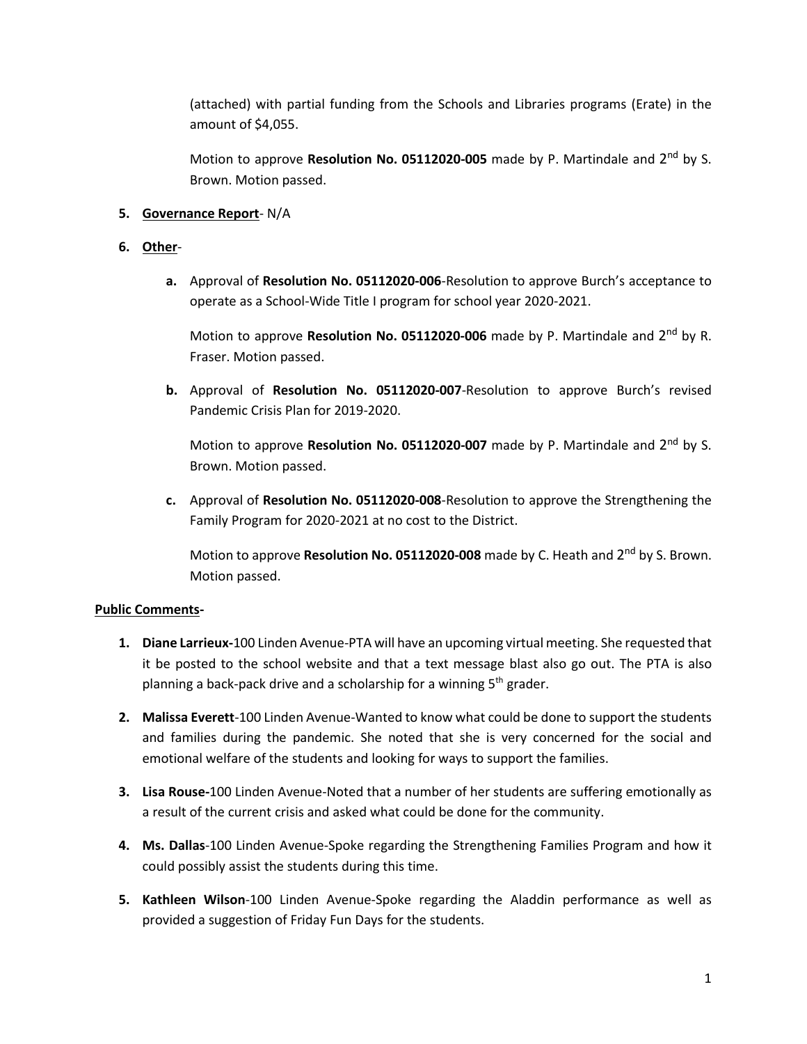(attached) with partial funding from the Schools and Libraries programs (Erate) in the amount of $4,055.

Motion to approve **Resolution No. 05112020-005** made by P. Martindale and 2nd by S. Brown. Motion passed.

5. **Governance Report**- N/A

6. **Other**-

   a. Approval of **Resolution No. 05112020-006**-Resolution to approve Burch's acceptance to operate as a School-Wide Title I program for school year 2020-2021.

      Motion to approve **Resolution No. 05112020-006** made by P. Martindale and 2nd by R. Fraser. Motion passed.

   b. Approval of **Resolution No. 05112020-007**-Resolution to approve Burch's revised Pandemic Crisis Plan for 2019-2020.

      Motion to approve **Resolution No. 05112020-007** made by P. Martindale and 2nd by S. Brown. Motion passed.

   c. Approval of **Resolution No. 05112020-008**-Resolution to approve the Strengthening the Family Program for 2020-2021 at no cost to the District.

      Motion to approve **Resolution No. 05112020-008** made by C. Heath and 2nd by S. Brown. Motion passed.

**Public Comments-**

1. **Diane Larrieux-**100 Linden Avenue-PTA will have an upcoming virtual meeting. She requested that it be posted to the school website and that a text message blast also go out. The PTA is also planning a back-pack drive and a scholarship for a winning 5th grader.

2. **Malissa Everett**-100 Linden Avenue-Wanted to know what could be done to support the students and families during the pandemic. She noted that she is very concerned for the social and emotional welfare of the students and looking for ways to support the families.

3. **Lisa Rouse-**100 Linden Avenue-Noted that a number of her students are suffering emotionally as a result of the current crisis and asked what could be done for the community.

4. **Ms. Dallas**-100 Linden Avenue-Spoke regarding the Strengthening Families Program and how it could possibly assist the students during this time.

5. **Kathleen Wilson**-100 Linden Avenue-Spoke regarding the Aladdin performance as well as provided a suggestion of Friday Fun Days for the students.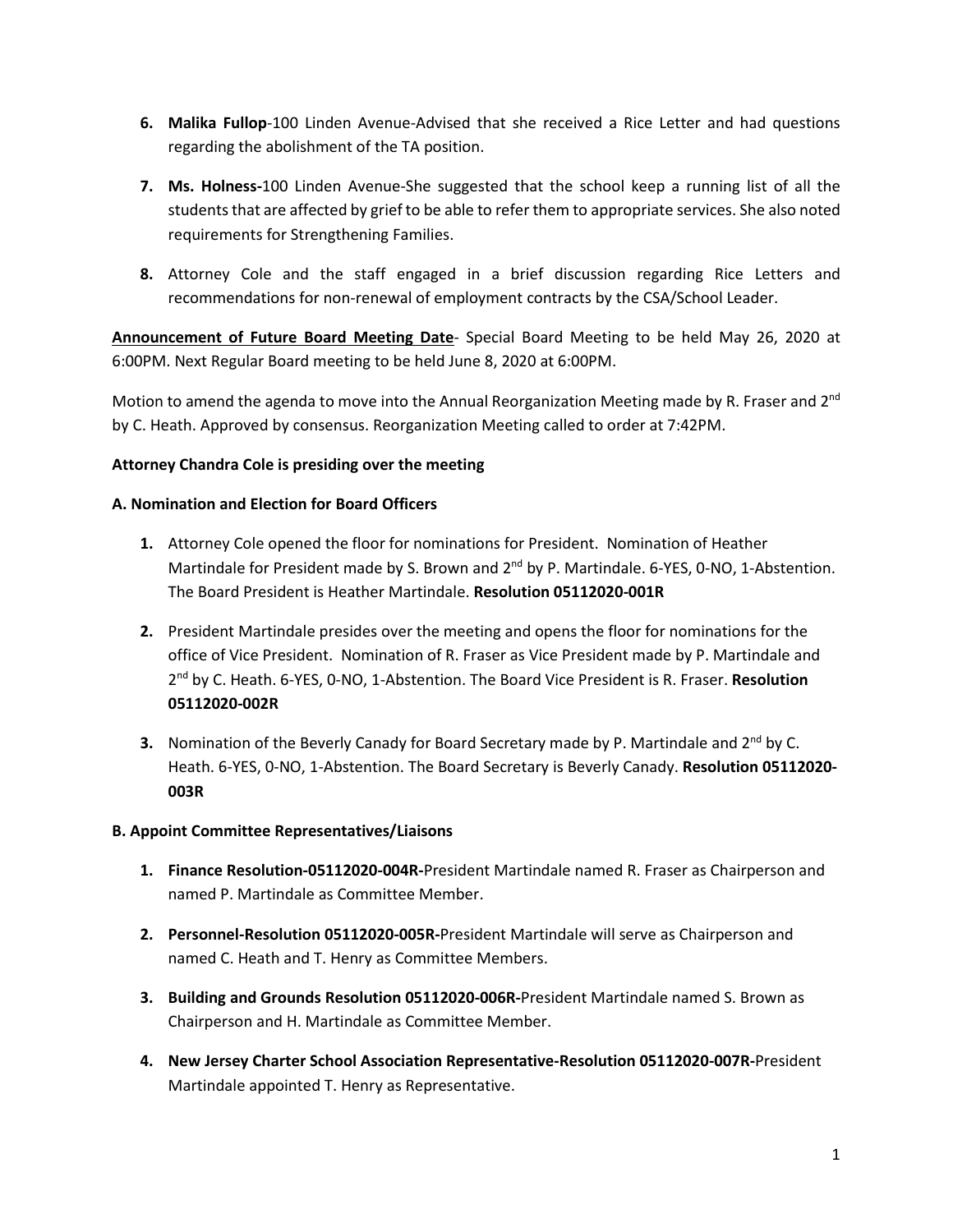6. **Malika Fullop**-100 Linden Avenue-Advised that she received a Rice Letter and had questions regarding the abolishment of the TA position.

7. **Ms. Holness-**100 Linden Avenue-She suggested that the school keep a running list of all the students that are affected by grief to be able to refer them to appropriate services. She also noted requirements for Strengthening Families.

8. Attorney Cole and the staff engaged in a brief discussion regarding Rice Letters and recommendations for non-renewal of employment contracts by the CSA/School Leader.

**Announcement of Future Board Meeting Date**- Special Board Meeting to be held May 26, 2020 at 6:00PM. Next Regular Board meeting to be held June 8, 2020 at 6:00PM.

Motion to amend the agenda to move into the Annual Reorganization Meeting made by R. Fraser and 2nd by C. Heath. Approved by consensus. Reorganization Meeting called to order at 7:42PM.

**Attorney Chandra Cole is presiding over the meeting**

**A. Nomination and Election for Board Officers**

1. Attorney Cole opened the floor for nominations for President. Nomination of Heather Martindale for President made by S. Brown and 2nd by P. Martindale. 6-YES, 0-NO, 1-Abstention. The Board President is Heather Martindale. **Resolution 05112020-001R**

2. President Martindale presides over the meeting and opens the floor for nominations for the office of Vice President. Nomination of R. Fraser as Vice President made by P. Martindale and 2nd by C. Heath. 6-YES, 0-NO, 1-Abstention. The Board Vice President is R. Fraser. **Resolution 05112020-002R**

3. Nomination of the Beverly Canady for Board Secretary made by P. Martindale and 2nd by C. Heath. 6-YES, 0-NO, 1-Abstention. The Board Secretary is Beverly Canady. **Resolution 05112020-003R**

**B. Appoint Committee Representatives/Liaisons**

1. **Finance Resolution-05112020-004R-**President Martindale named R. Fraser as Chairperson and named P. Martindale as Committee Member.

2. **Personnel-Resolution 05112020-005R-**President Martindale will serve as Chairperson and named C. Heath and T. Henry as Committee Members.

3. **Building and Grounds Resolution 05112020-006R-**President Martindale named S. Brown as Chairperson and H. Martindale as Committee Member.

4. **New Jersey Charter School Association Representative-Resolution 05112020-007R-**President Martindale appointed T. Henry as Representative.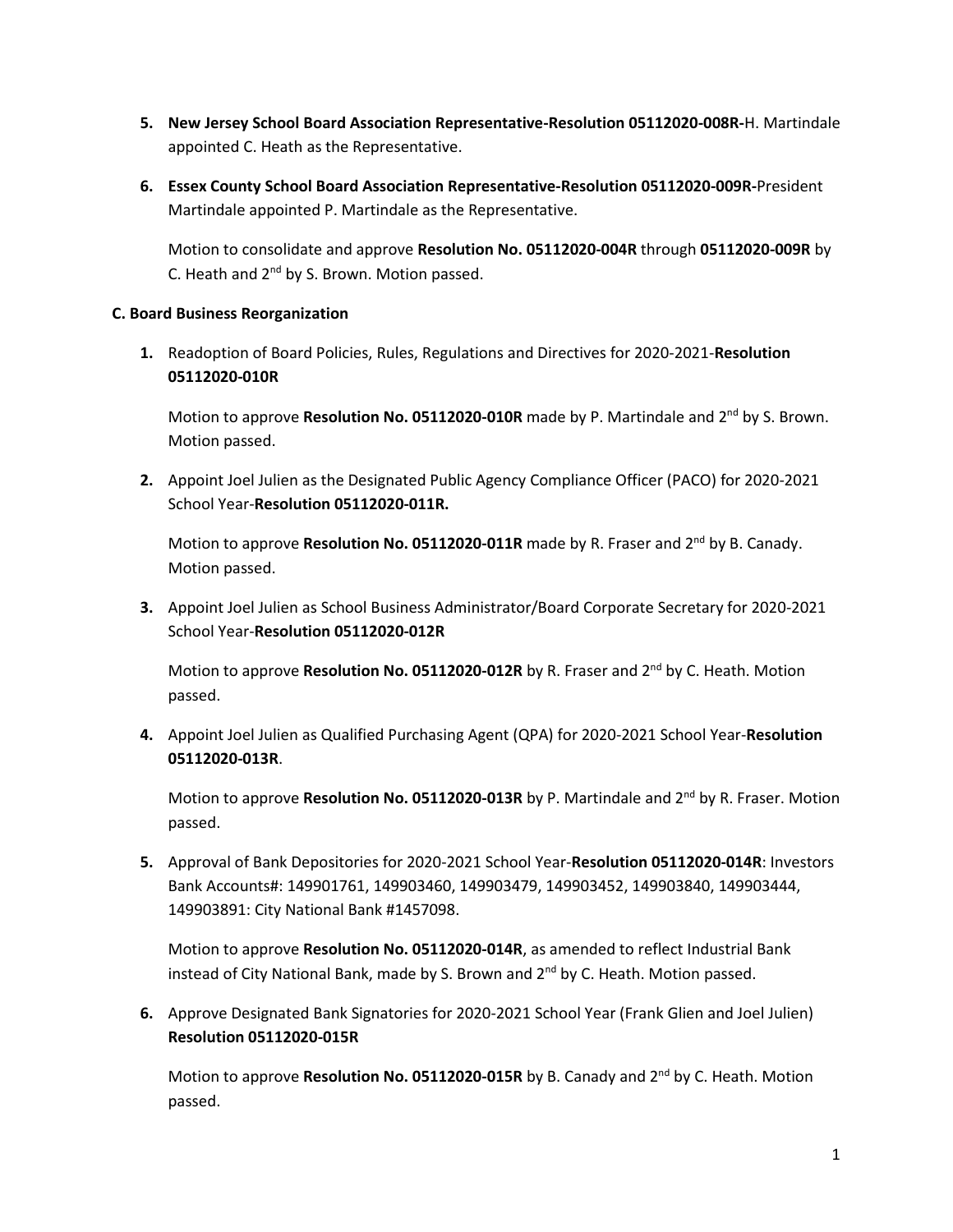5. **New Jersey School Board Association Representative-Resolution 05112020-008R-**H. Martindale appointed C. Heath as the Representative.

6. **Essex County School Board Association Representative-Resolution 05112020-009R-**President Martindale appointed P. Martindale as the Representative.

   Motion to consolidate and approve **Resolution No. 05112020-004R** through **05112020-009R** by C. Heath and 2nd by S. Brown. Motion passed.

**C. Board Business Reorganization**

1. Readoption of Board Policies, Rules, Regulations and Directives for 2020-2021-**Resolution 05112020-010R**

   Motion to approve **Resolution No. 05112020-010R** made by P. Martindale and 2nd by S. Brown. Motion passed.

2. Appoint Joel Julien as the Designated Public Agency Compliance Officer (PACO) for 2020-2021 School Year-**Resolution 05112020-011R.**

   Motion to approve **Resolution No. 05112020-011R** made by R. Fraser and 2nd by B. Canady. Motion passed.

3. Appoint Joel Julien as School Business Administrator/Board Corporate Secretary for 2020-2021 School Year-**Resolution 05112020-012R**

   Motion to approve **Resolution No. 05112020-012R** by R. Fraser and 2nd by C. Heath. Motion passed.

4. Appoint Joel Julien as Qualified Purchasing Agent (QPA) for 2020-2021 School Year-**Resolution 05112020-013R**.

   Motion to approve **Resolution No. 05112020-013R** by P. Martindale and 2nd by R. Fraser. Motion passed.

5. Approval of Bank Depositories for 2020-2021 School Year-**Resolution 05112020-014R**: Investors Bank Accounts#: 149901761, 149903460, 149903479, 149903452, 149903840, 149903444, 149903891: City National Bank #1457098.

   Motion to approve **Resolution No. 05112020-014R**, as amended to reflect Industrial Bank instead of City National Bank, made by S. Brown and 2nd by C. Heath. Motion passed.

6. Approve Designated Bank Signatories for 2020-2021 School Year (Frank Glien and Joel Julien) **Resolution 05112020-015R**

   Motion to approve **Resolution No. 05112020-015R** by B. Canady and 2nd by C. Heath. Motion passed.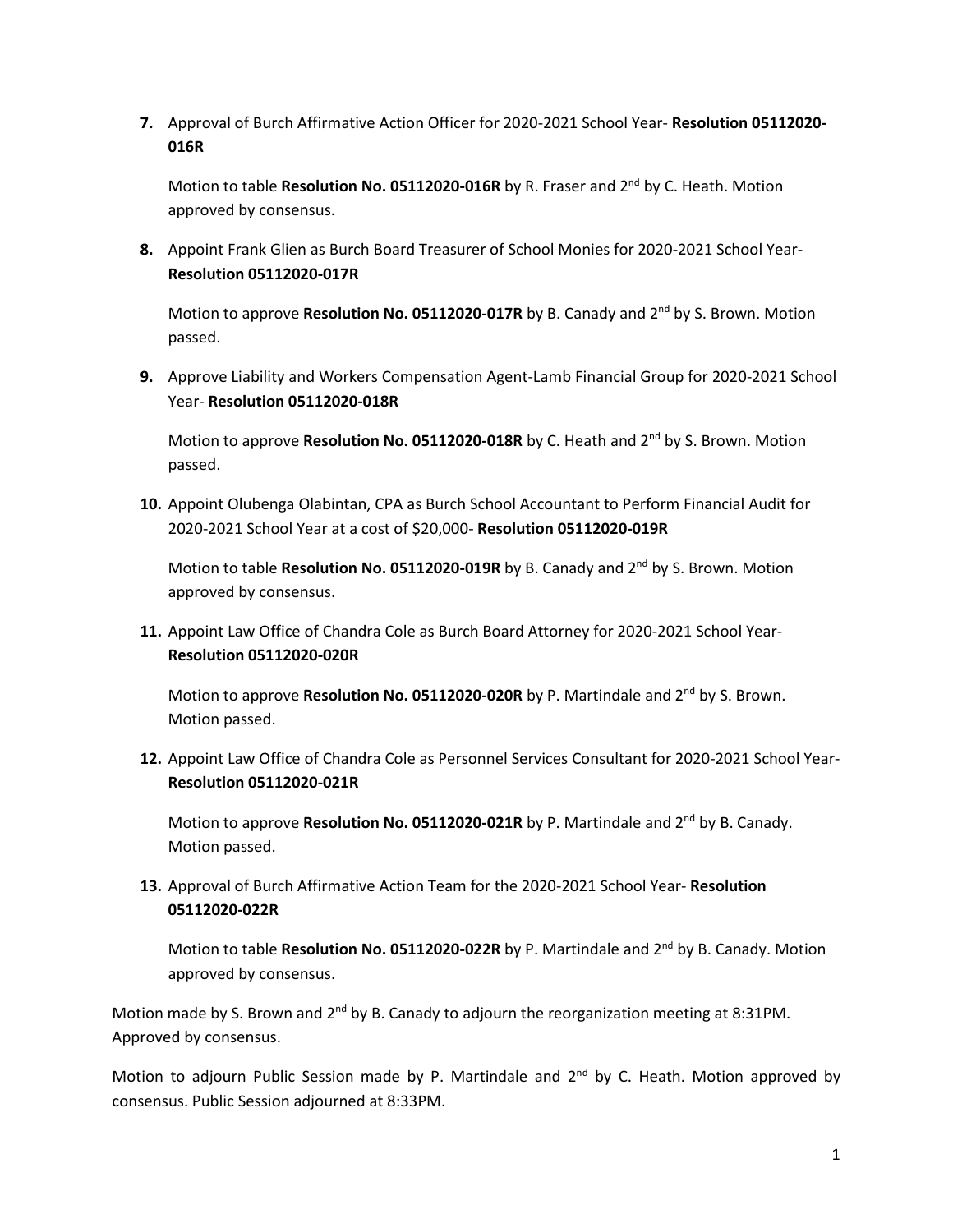7. Approval of Burch Affirmative Action Officer for 2020-2021 School Year- **Resolution 05112020-016R**

   Motion to table **Resolution No. 05112020-016R** by R. Fraser and 2nd by C. Heath. Motion approved by consensus.

8. Appoint Frank Glien as Burch Board Treasurer of School Monies for 2020-2021 School Year- **Resolution 05112020-017R**

   Motion to approve **Resolution No. 05112020-017R** by B. Canady and 2nd by S. Brown. Motion passed.

9. Approve Liability and Workers Compensation Agent-Lamb Financial Group for 2020-2021 School Year- **Resolution 05112020-018R**

   Motion to approve **Resolution No. 05112020-018R** by C. Heath and 2nd by S. Brown. Motion passed.

10. Appoint Olubenga Olabintan, CPA as Burch School Accountant to Perform Financial Audit for 2020-2021 School Year at a cost of $20,000- **Resolution 05112020-019R**

    Motion to table **Resolution No. 05112020-019R** by B. Canady and 2nd by S. Brown. Motion approved by consensus.

11. Appoint Law Office of Chandra Cole as Burch Board Attorney for 2020-2021 School Year- **Resolution 05112020-020R**

    Motion to approve **Resolution No. 05112020-020R** by P. Martindale and 2nd by S. Brown. Motion passed.

12. Appoint Law Office of Chandra Cole as Personnel Services Consultant for 2020-2021 School Year- **Resolution 05112020-021R**

    Motion to approve **Resolution No. 05112020-021R** by P. Martindale and 2nd by B. Canady. Motion passed.

13. Approval of Burch Affirmative Action Team for the 2020-2021 School Year- **Resolution 05112020-022R**

    Motion to table **Resolution No. 05112020-022R** by P. Martindale and 2nd by B. Canady. Motion approved by consensus.

Motion made by S. Brown and 2nd by B. Canady to adjourn the reorganization meeting at 8:31PM. Approved by consensus.

Motion to adjourn Public Session made by P. Martindale and 2nd by C. Heath. Motion approved by consensus. Public Session adjourned at 8:33PM.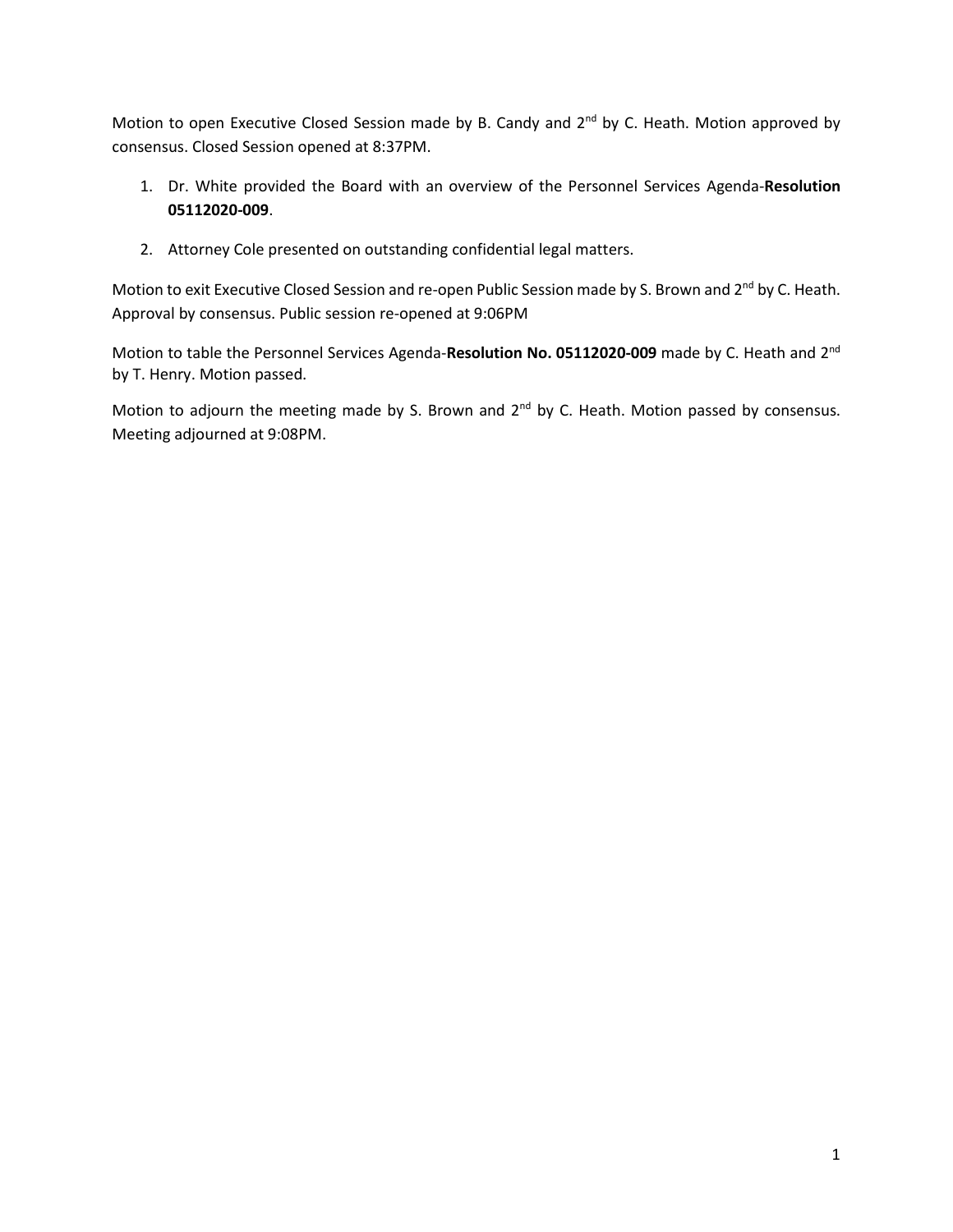Motion to open Executive Closed Session made by B. Candy and 2nd by C. Heath. Motion approved by consensus. Closed Session opened at 8:37PM.

1. Dr. White provided the Board with an overview of the Personnel Services Agenda-**Resolution 05112020-009**.
2. Attorney Cole presented on outstanding confidential legal matters.

Motion to exit Executive Closed Session and re-open Public Session made by S. Brown and 2nd by C. Heath. Approval by consensus. Public session re-opened at 9:06PM

Motion to table the Personnel Services Agenda-**Resolution No. 05112020-009** made by C. Heath and 2nd by T. Henry. Motion passed.

Motion to adjourn the meeting made by S. Brown and 2nd by C. Heath. Motion passed by consensus. Meeting adjourned at 9:08PM.